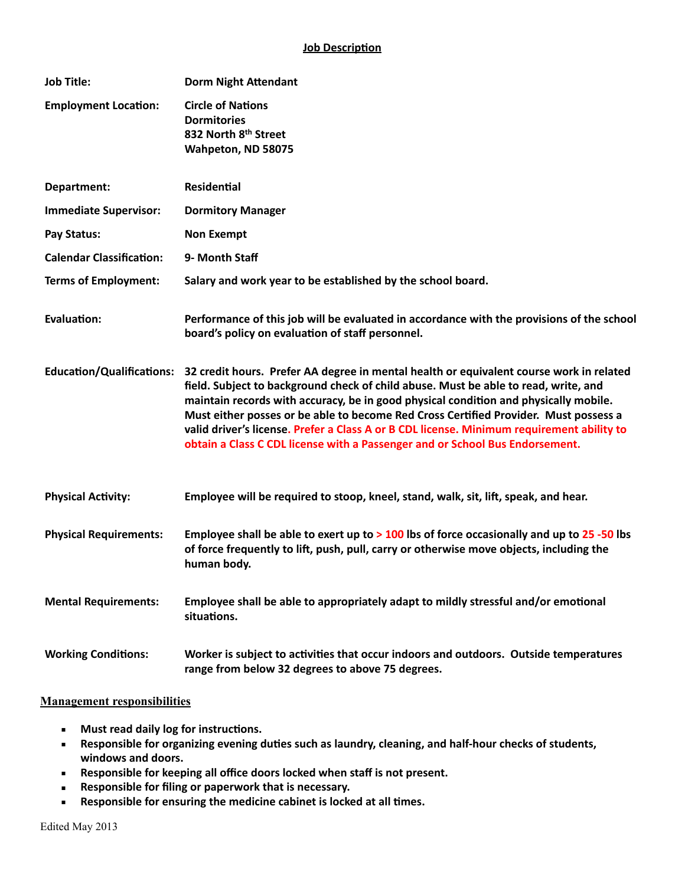## Job Description

| | |
|---|---|
| **Job Title:** | **Dorm Night Attendant** |
| **Employment Location:** | **Circle of Nations Dormitories 832 North 8th Street Wahpeton, ND 58075** |
| **Department:** | **Residential** |
| **Immediate Supervisor:** | **Dormitory Manager** |
| **Pay Status:** | **Non Exempt** |
| **Calendar Classification:** | **9- Month Staff** |
| **Terms of Employment:** | **Salary and work year to be established by the school board.** |
| **Evaluation:** | **Performance of this job will be evaluated in accordance with the provisions of the school board's policy on evaluation of staff personnel.** |
| **Education/Qualifications:** | **32 credit hours. Prefer AA degree in mental health or equivalent course work in related field. Subject to background check of child abuse. Must be able to read, write, and maintain records with accuracy, be in good physical condition and physically mobile. Must either posses or be able to become Red Cross Certified Provider. Must possess a valid driver's license. Prefer a Class A or B CDL license. Minimum requirement ability to obtain a Class C CDL license with a Passenger and or School Bus Endorsement.** |
| **Physical Activity:** | **Employee will be required to stoop, kneel, stand, walk, sit, lift, speak, and hear.** |
| **Physical Requirements:** | **Employee shall be able to exert up to > 100 lbs of force occasionally and up to 25 -50 lbs of force frequently to lift, push, pull, carry or otherwise move objects, including the human body.** |
| **Mental Requirements:** | **Employee shall be able to appropriately adapt to mildly stressful and/or emotional situations.** |
| **Working Conditions:** | **Worker is subject to activities that occur indoors and outdoors. Outside temperatures range from below 32 degrees to above 75 degrees.** |

### Management responsibilities

- **Must read daily log for instructions.**
- **Responsible for organizing evening duties such as laundry, cleaning, and half-hour checks of students, windows and doors.**
- **Responsible for keeping all office doors locked when staff is not present.**
- **Responsible for filing or paperwork that is necessary.**
- **Responsible for ensuring the medicine cabinet is locked at all times.**

Edited May 2013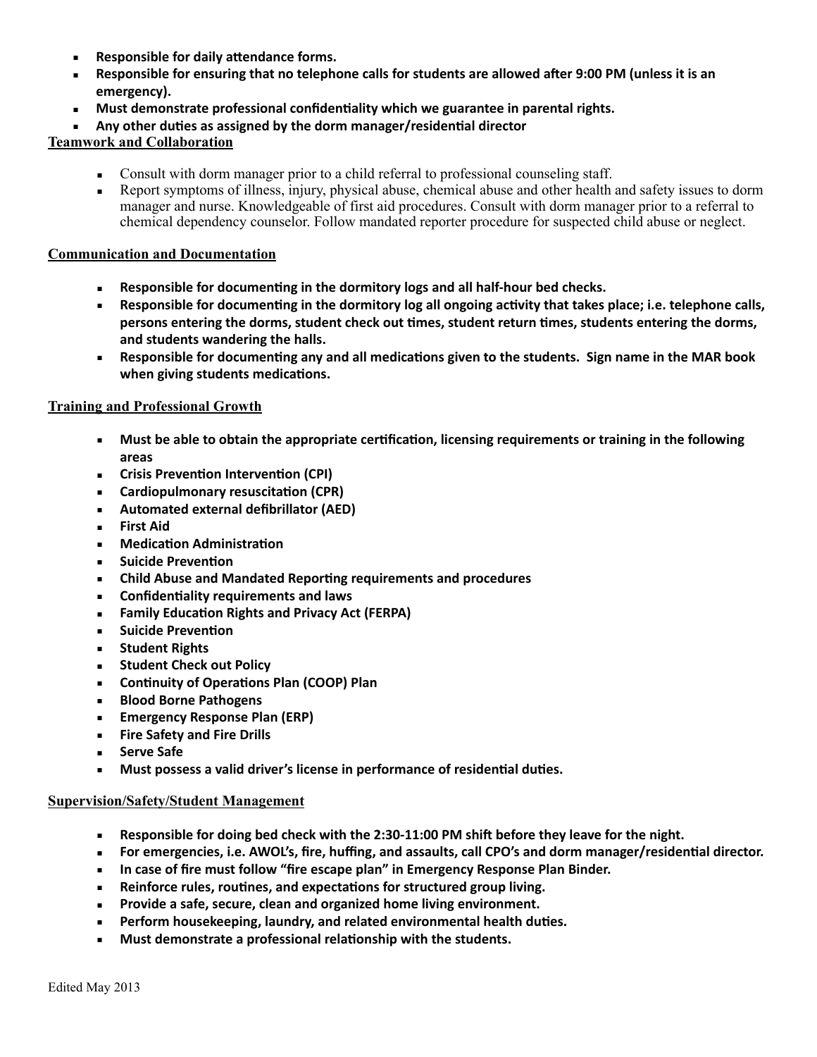- **Responsible for daily attendance forms.**
- **Responsible for ensuring that no telephone calls for students are allowed after 9:00 PM (unless it is an emergency).**
- **Must demonstrate professional confidentiality which we guarantee in parental rights.**
- **Any other duties as assigned by the dorm manager/residential director**

**Teamwork and Collaboration**

- Consult with dorm manager prior to a child referral to professional counseling staff.
- Report symptoms of illness, injury, physical abuse, chemical abuse and other health and safety issues to dorm manager and nurse. Knowledgeable of first aid procedures. Consult with dorm manager prior to a referral to chemical dependency counselor. Follow mandated reporter procedure for suspected child abuse or neglect.

**Communication and Documentation**

- **Responsible for documenting in the dormitory logs and all half-hour bed checks.**
- **Responsible for documenting in the dormitory log all ongoing activity that takes place; i.e. telephone calls, persons entering the dorms, student check out times, student return times, students entering the dorms, and students wandering the halls.**
- **Responsible for documenting any and all medications given to the students. Sign name in the MAR book when giving students medications.**

**Training and Professional Growth**

- **Must be able to obtain the appropriate certification, licensing requirements or training in the following areas**
- **Crisis Prevention Intervention (CPI)**
- **Cardiopulmonary resuscitation (CPR)**
- **Automated external defibrillator (AED)**
- **First Aid**
- **Medication Administration**
- **Suicide Prevention**
- **Child Abuse and Mandated Reporting requirements and procedures**
- **Confidentiality requirements and laws**
- **Family Education Rights and Privacy Act (FERPA)**
- **Suicide Prevention**
- **Student Rights**
- **Student Check out Policy**
- **Continuity of Operations Plan (COOP) Plan**
- **Blood Borne Pathogens**
- **Emergency Response Plan (ERP)**
- **Fire Safety and Fire Drills**
- **Serve Safe**
- **Must possess a valid driver's license in performance of residential duties.**

**Supervision/Safety/Student Management**

- **Responsible for doing bed check with the 2:30-11:00 PM shift before they leave for the night.**
- **For emergencies, i.e. AWOL's, fire, huffing, and assaults, call CPO's and dorm manager/residential director.**
- **In case of fire must follow "fire escape plan" in Emergency Response Plan Binder.**
- **Reinforce rules, routines, and expectations for structured group living.**
- **Provide a safe, secure, clean and organized home living environment.**
- **Perform housekeeping, laundry, and related environmental health duties.**
- **Must demonstrate a professional relationship with the students.**

Edited May 2013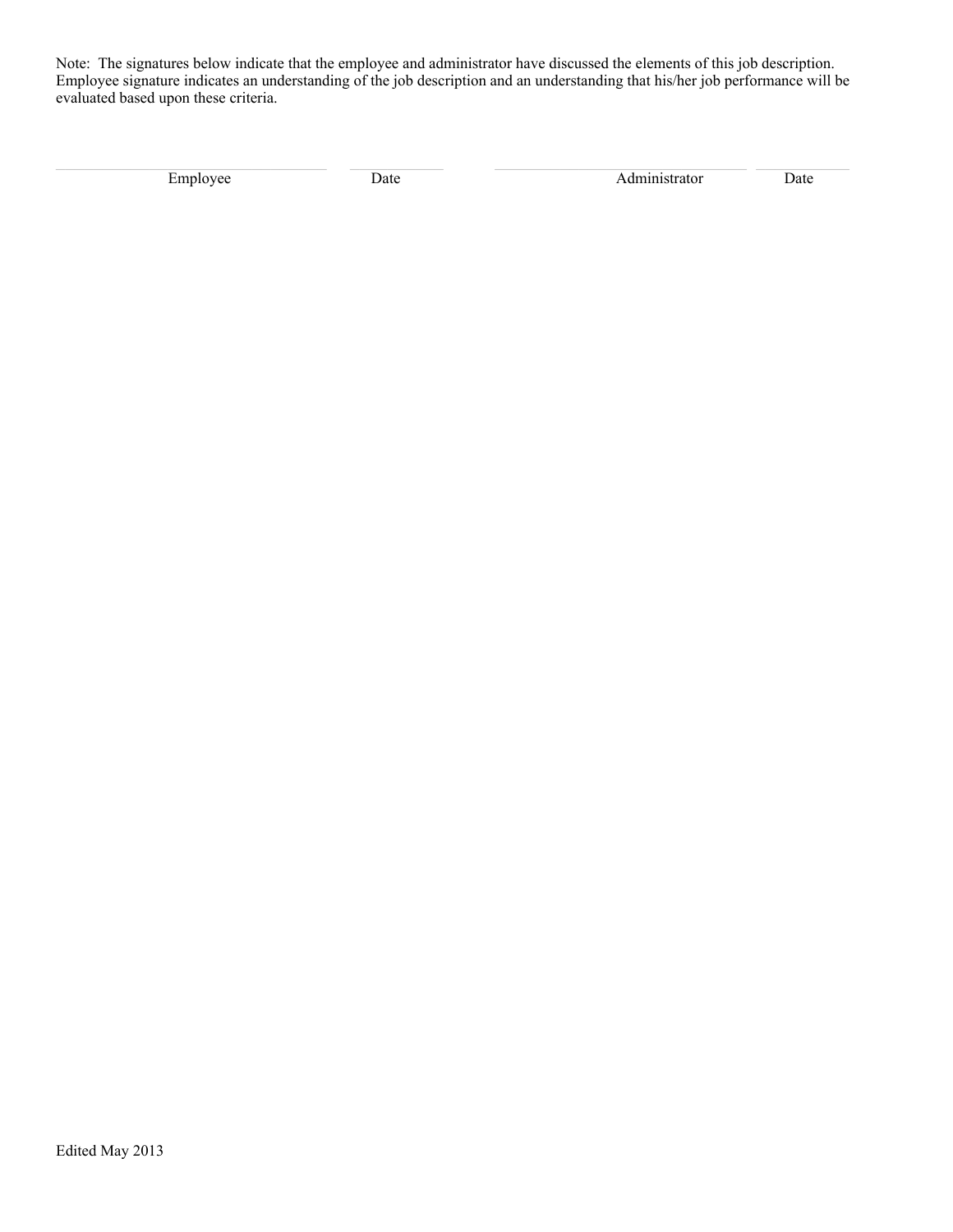Note: The signatures below indicate that the employee and administrator have discussed the elements of this job description. Employee signature indicates an understanding of the job description and an understanding that his/her job performance will be evaluated based upon these criteria.

| | | | |
|---|---|---|---|
| Employee | Date | Administrator | Date |

Edited May 2013